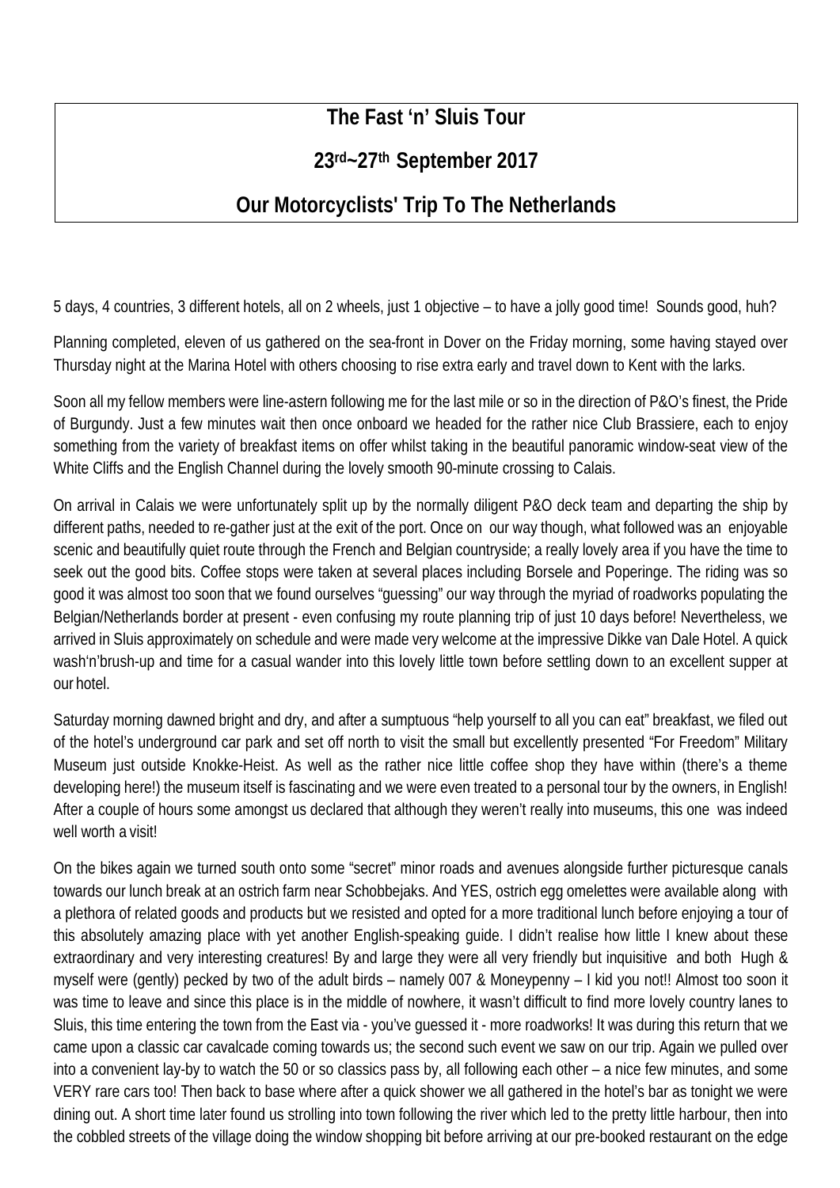# The Fast 'n' Sluis Tour

## 23rd~27th September 2017

## Our Motorcyclists' Trip To The Netherlands

5 days, 4 countries, 3 different hotels, all on 2 wheels, just 1 objective – to have a jolly good time! Sounds good, huh?

Planning completed, eleven of us gathered on the sea-front in Dover on the Friday morning, some having stayed over Thursday night at the Marina Hotel with others choosing to rise extra early and travel down to Kent with the larks.

Soon all my fellow members were line-astern following me for the last mile or so in the direction of P&O's finest, the Pride of Burgundy. Just a few minutes wait then once onboard we headed for the rather nice Club Brassiere, each to enjoy something from the variety of breakfast items on offer whilst taking in the beautiful panoramic window-seat view of the White Cliffs and the English Channel during the lovely smooth 90-minute crossing to Calais.

On arrival in Calais we were unfortunately split up by the normally diligent P&O deck team and departing the ship by different paths, needed to re-gather just at the exit of the port. Once on our way though, what followed was an enjoyable scenic and beautifully quiet route through the French and Belgian countryside; a really lovely area if you have the time to seek out the good bits. Coffee stops were taken at several places including Borsele and Poperinge. The riding was so good it was almost too soon that we found ourselves "guessing" our way through the myriad of roadworks populating the Belgian/Netherlands border at present - even confusing my route planning trip of just 10 days before! Nevertheless, we arrived in Sluis approximately on schedule and were made very welcome at the impressive Dikke van Dale Hotel. A quick wash'n'brush-up and time for a casual wander into this lovely little town before settling down to an excellent supper at our hotel.

Saturday morning dawned bright and dry, and after a sumptuous "help yourself to all you can eat" breakfast, we filed out of the hotel's underground car park and set off north to visit the small but excellently presented "For Freedom" Military Museum just outside Knokke-Heist. As well as the rather nice little coffee shop they have within (there's a theme developing here!) the museum itself is fascinating and we were even treated to a personal tour by the owners, in English! After a couple of hours some amongst us declared that although they weren't really into museums, this one was indeed well worth a visit!

On the bikes again we turned south onto some "secret" minor roads and avenues alongside further picturesque canals towards our lunch break at an ostrich farm near Schobbejaks. And YES, ostrich egg omelettes were available along with a plethora of related goods and products but we resisted and opted for a more traditional lunch before enjoying a tour of this absolutely amazing place with yet another English-speaking guide. I didn't realise how little I knew about these extraordinary and very interesting creatures! By and large they were all very friendly but inquisitive and both Hugh & myself were (gently) pecked by two of the adult birds – namely 007 & Moneypenny – I kid you not!! Almost too soon it was time to leave and since this place is in the middle of nowhere, it wasn't difficult to find more lovely country lanes to Sluis, this time entering the town from the East via - you've guessed it - more roadworks! It was during this return that we came upon a classic car cavalcade coming towards us; the second such event we saw on our trip. Again we pulled over into a convenient lay-by to watch the 50 or so classics pass by, all following each other – a nice few minutes, and some VERY rare cars too! Then back to base where after a quick shower we all gathered in the hotel's bar as tonight we were dining out. A short time later found us strolling into town following the river which led to the pretty little harbour, then into the cobbled streets of the village doing the window shopping bit before arriving at our pre-booked restaurant on the edge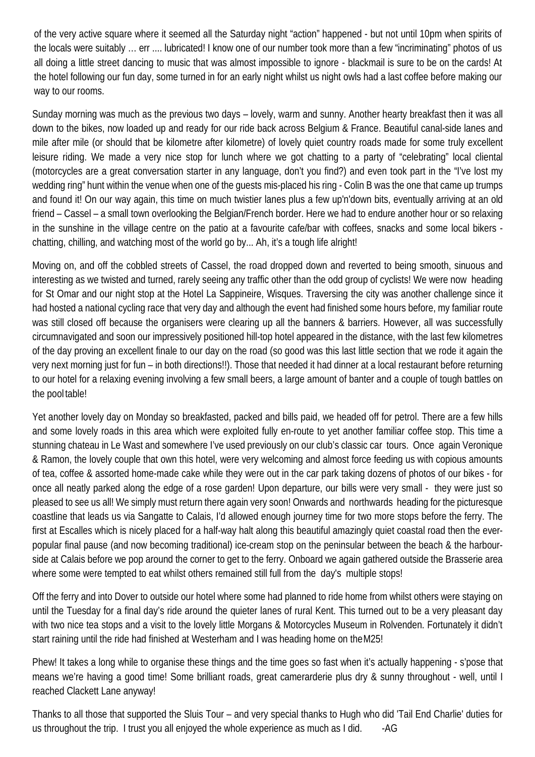of the very active square where it seemed all the Saturday night "action" happened - but not until 10pm when spirits of the locals were suitably … err .... lubricated! I know one of our number took more than a few "incriminating" photos of us all doing a little street dancing to music that was almost impossible to ignore - blackmail is sure to be on the cards! At the hotel following our fun day, some turned in for an early night whilst us night owls had a last coffee before making our way to our rooms.

Sunday morning was much as the previous two days – lovely, warm and sunny. Another hearty breakfast then it was all down to the bikes, now loaded up and ready for our ride back across Belgium & France. Beautiful canal-side lanes and mile after mile (or should that be kilometre after kilometre) of lovely quiet country roads made for some truly excellent leisure riding. We made a very nice stop for lunch where we got chatting to a party of "celebrating" local cliental (motorcycles are a great conversation starter in any language, don't you find?) and even took part in the "I've lost my wedding ring" hunt within the venue when one of the guests mis-placed his ring - Colin B was the one that came up trumps and found it! On our way again, this time on much twistier lanes plus a few up'n'down bits, eventually arriving at an old friend – Cassel – a small town overlooking the Belgian/French border. Here we had to endure another hour or so relaxing in the sunshine in the village centre on the patio at a favourite cafe/bar with coffees, snacks and some local bikers - chatting, chilling, and watching most of the world go by... Ah, it's a tough life alright!

Moving on, and off the cobbled streets of Cassel, the road dropped down and reverted to being smooth, sinuous and interesting as we twisted and turned, rarely seeing any traffic other than the odd group of cyclists! We were now heading for St Omar and our night stop at the Hotel La Sappineire, Wisques. Traversing the city was another challenge since it had hosted a national cycling race that very day and although the event had finished some hours before, my familiar route was still closed off because the organisers were clearing up all the banners & barriers. However, all was successfully circumnavigated and soon our impressively positioned hill-top hotel appeared in the distance, with the last few kilometres of the day proving an excellent finale to our day on the road (so good was this last little section that we rode it again the very next morning just for fun – in both directions!!). Those that needed it had dinner at a local restaurant before returning to our hotel for a relaxing evening involving a few small beers, a large amount of banter and a couple of tough battles on the pool table!

Yet another lovely day on Monday so breakfasted, packed and bills paid, we headed off for petrol. There are a few hills and some lovely roads in this area which were exploited fully en-route to yet another familiar coffee stop. This time a stunning chateau in Le Wast and somewhere I've used previously on our club's classic car tours. Once again Veronique & Ramon, the lovely couple that own this hotel, were very welcoming and almost force feeding us with copious amounts of tea, coffee & assorted home-made cake while they were out in the car park taking dozens of photos of our bikes - for once all neatly parked along the edge of a rose garden! Upon departure, our bills were very small - they were just so pleased to see us all! We simply must return there again very soon! Onwards and northwards heading for the picturesque coastline that leads us via Sangatte to Calais, I'd allowed enough journey time for two more stops before the ferry. The first at Escalles which is nicely placed for a half-way halt along this beautiful amazingly quiet coastal road then the ever-popular final pause (and now becoming traditional) ice-cream stop on the peninsular between the beach & the harbour-side at Calais before we pop around the corner to get to the ferry. Onboard we again gathered outside the Brasserie area where some were tempted to eat whilst others remained still full from the day's multiple stops!

Off the ferry and into Dover to outside our hotel where some had planned to ride home from whilst others were staying on until the Tuesday for a final day's ride around the quieter lanes of rural Kent. This turned out to be a very pleasant day with two nice tea stops and a visit to the lovely little Morgans & Motorcycles Museum in Rolvenden. Fortunately it didn't start raining until the ride had finished at Westerham and I was heading home on the M25!

Phew! It takes a long while to organise these things and the time goes so fast when it's actually happening - s'pose that means we're having a good time! Some brilliant roads, great camerarderie plus dry & sunny throughout - well, until I reached Clackett Lane anyway!

Thanks to all those that supported the Sluis Tour – and very special thanks to Hugh who did 'Tail End Charlie' duties for us throughout the trip. I trust you all enjoyed the whole experience as much as I did. -AG